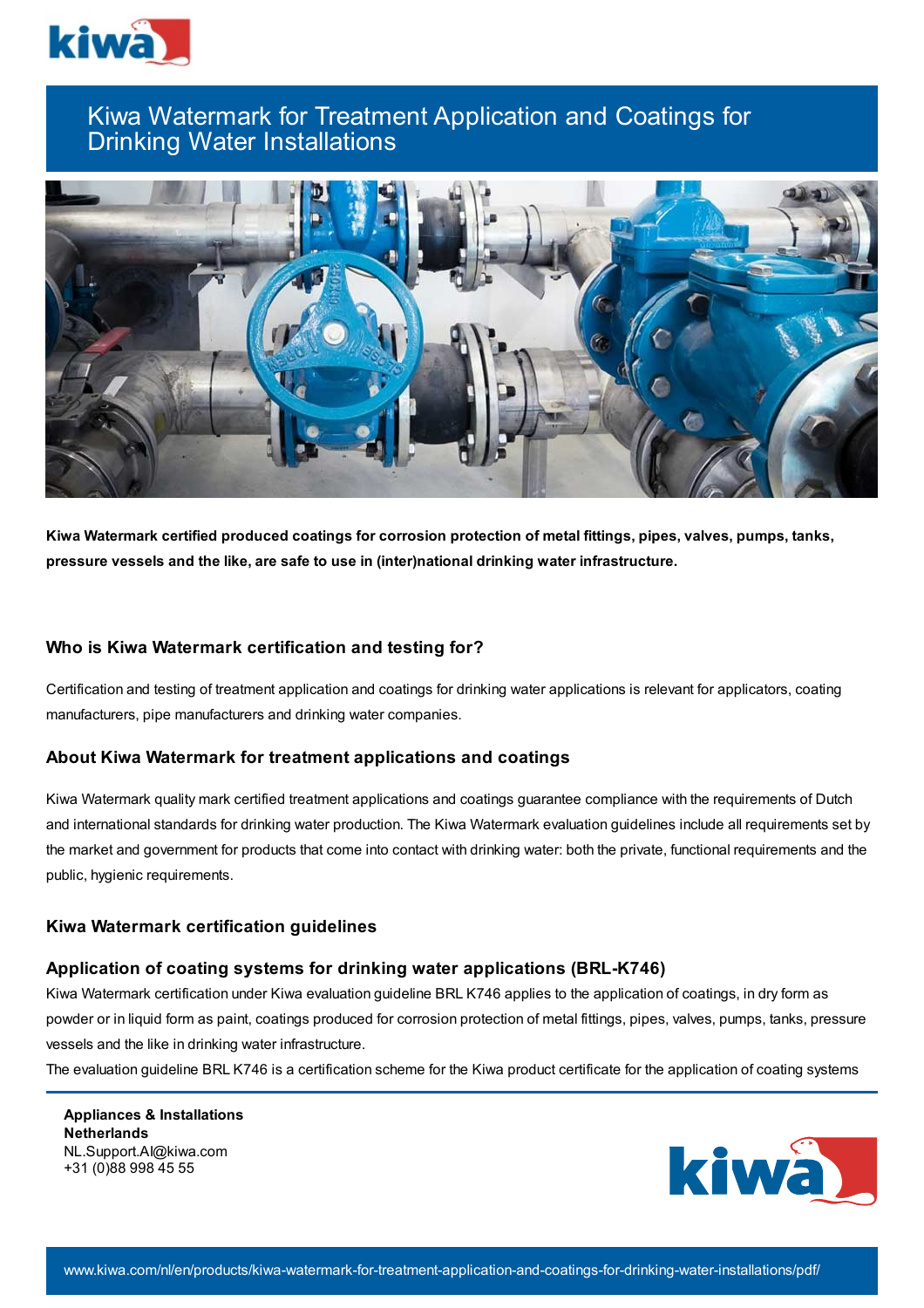# Kiwa Watermark for Treatment Application and Coatings for Drinking Water Installations

**Kiwa Watermark certified produced coatings for corrosion protection of metal fittings, pipes, valves, pumps, tanks, pressure vessels and the like, are safe to use in (inter)national drinking water infrastructure.**

## Who is Kiwa Watermark certification and testing for?

Certification and testing of treatment application and coatings for drinking water applications is relevant for applicators, coating manufacturers, pipe manufacturers and drinking water companies.

## About Kiwa Watermark for treatment applications and coatings

Kiwa Watermark quality mark certified treatment applications and coatings guarantee compliance with the requirements of Dutch and international standards for drinking water production. The Kiwa Watermark evaluation guidelines include all requirements set by the market and government for products that come into contact with drinking water: both the private, functional requirements and the public, hygienic requirements.

## Kiwa Watermark certification guidelines

### Application of coating systems for drinking water applications (BRL-K746)

Kiwa Watermark certification under Kiwa evaluation guideline BRL K746 applies to the application of coatings, in dry form as powder or in liquid form as paint, coatings produced for corrosion protection of metal fittings, pipes, valves, pumps, tanks, pressure vessels and the like in drinking water infrastructure.

The evaluation guideline BRL K746 is a certification scheme for the Kiwa product certificate for the application of coating systems

**Appliances & Installations**
**Netherlands**
NL.Support.AI@kiwa.com
+31 (0)88 998 45 55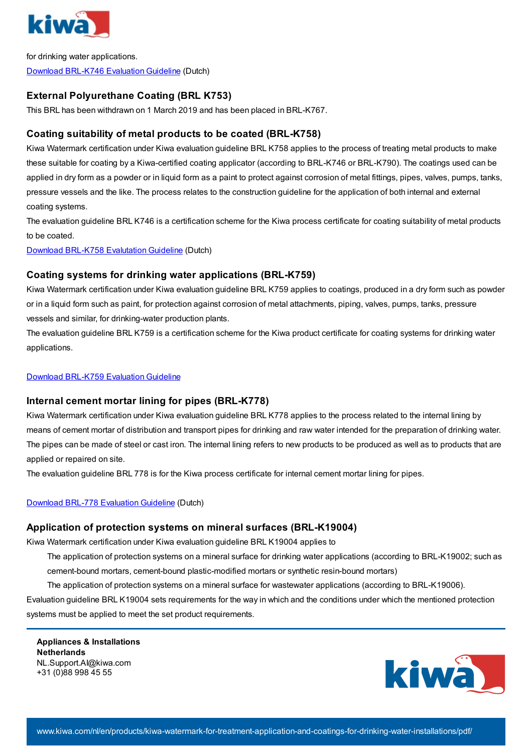for drinking water applications.
[Download BRL-K746 Evaluation Guideline](#) (Dutch)

### External Polyurethane Coating (BRL K753)

This BRL has been withdrawn on 1 March 2019 and has been placed in BRL-K767.

### Coating suitability of metal products to be coated (BRL-K758)

Kiwa Watermark certification under Kiwa evaluation guideline BRL K758 applies to the process of treating metal products to make these suitable for coating by a Kiwa-certified coating applicator (according to BRL-K746 or BRL-K790). The coatings used can be applied in dry form as a powder or in liquid form as a paint to protect against corrosion of metal fittings, pipes, valves, pumps, tanks, pressure vessels and the like. The process relates to the construction guideline for the application of both internal and external coating systems.
The evaluation guideline BRL K746 is a certification scheme for the Kiwa process certificate for coating suitability of metal products to be coated.
[Download BRL-K758 Evalutation Guideline](#) (Dutch)

### Coating systems for drinking water applications (BRL-K759)

Kiwa Watermark certification under Kiwa evaluation guideline BRL K759 applies to coatings, produced in a dry form such as powder or in a liquid form such as paint, for protection against corrosion of metal attachments, piping, valves, pumps, tanks, pressure vessels and similar, for drinking-water production plants.
The evaluation guideline BRL K759 is a certification scheme for the Kiwa product certificate for coating systems for drinking water applications.

[Download BRL-K759 Evaluation Guideline](#)

### Internal cement mortar lining for pipes (BRL-K778)

Kiwa Watermark certification under Kiwa evaluation guideline BRL K778 applies to the process related to the internal lining by means of cement mortar of distribution and transport pipes for drinking and raw water intended for the preparation of drinking water. The pipes can be made of steel or cast iron. The internal lining refers to new products to be produced as well as to products that are applied or repaired on site.
The evaluation guideline BRL 778 is for the Kiwa process certificate for internal cement mortar lining for pipes.

[Download BRL-778 Evaluation Guideline](#) (Dutch)

### Application of protection systems on mineral surfaces (BRL-K19004)

Kiwa Watermark certification under Kiwa evaluation guideline BRL K19004 applies to

- The application of protection systems on a mineral surface for drinking water applications (according to BRL-K19002; such as cement-bound mortars, cement-bound plastic-modified mortars or synthetic resin-bound mortars)
- The application of protection systems on a mineral surface for wastewater applications (according to BRL-K19006).

Evaluation guideline BRL K19004 sets requirements for the way in which and the conditions under which the mentioned protection systems must be applied to meet the set product requirements.

**Appliances & Installations**
**Netherlands**
NL.Support.AI@kiwa.com
+31 (0)88 998 45 55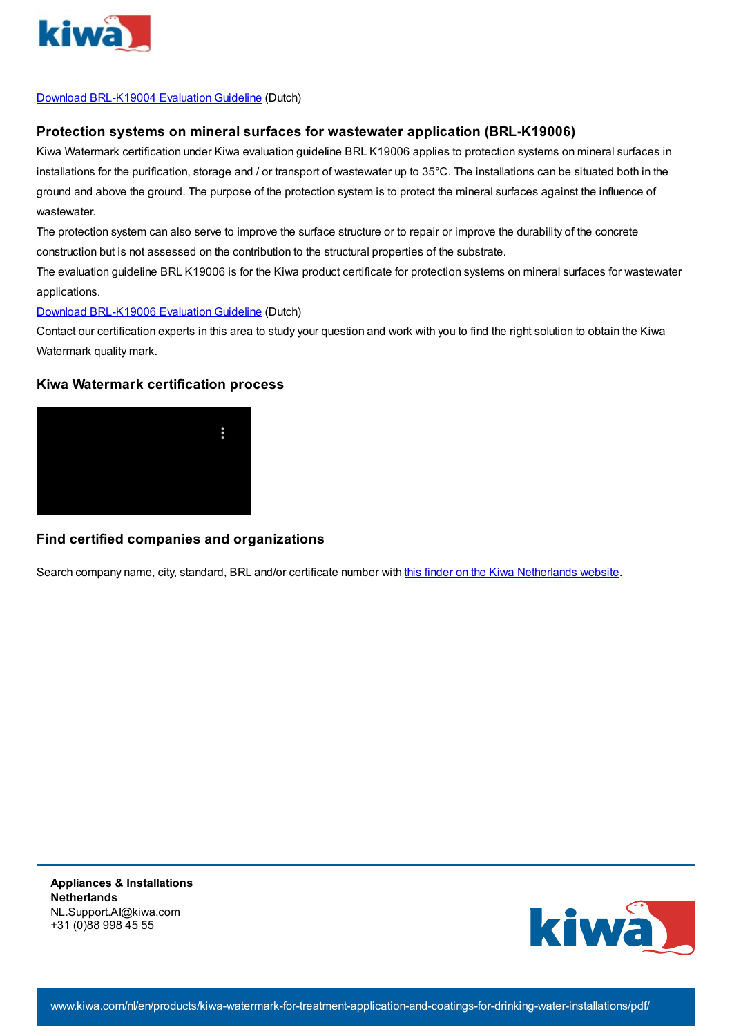[Download BRL-K19004 Evaluation Guideline](#) (Dutch)

### Protection systems on mineral surfaces for wastewater application (BRL-K19006)

Kiwa Watermark certification under Kiwa evaluation guideline BRL K19006 applies to protection systems on mineral surfaces in installations for the purification, storage and / or transport of wastewater up to 35°C. The installations can be situated both in the ground and above the ground. The purpose of the protection system is to protect the mineral surfaces against the influence of wastewater.

The protection system can also serve to improve the surface structure or to repair or improve the durability of the concrete construction but is not assessed on the contribution to the structural properties of the substrate.

The evaluation guideline BRL K19006 is for the Kiwa product certificate for protection systems on mineral surfaces for wastewater applications.

[Download BRL-K19006 Evaluation Guideline](#) (Dutch)

Contact our certification experts in this area to study your question and work with you to find the right solution to obtain the Kiwa Watermark quality mark.

### Kiwa Watermark certification process

### Find certified companies and organizations

Search company name, city, standard, BRL and/or certificate number with [this finder on the Kiwa Netherlands website](#).

**Appliances & Installations Netherlands**
NL.Support.AI@kiwa.com
+31 (0)88 998 45 55

www.kiwa.com/nl/en/products/kiwa-watermark-for-treatment-application-and-coatings-for-drinking-water-installations/pdf/